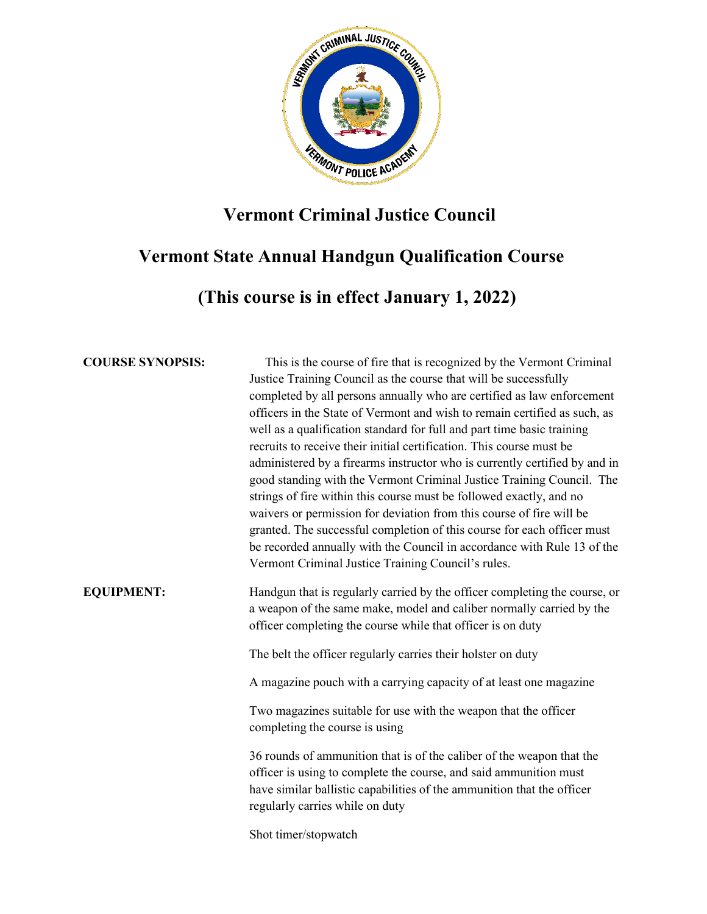# Vermont Criminal Justice Council

## Vermont State Annual Handgun Qualification Course

## (This course is in effect January 1, 2022)

**COURSE SYNOPSIS:**

This is the course of fire that is recognized by the Vermont Criminal Justice Training Council as the course that will be successfully completed by all persons annually who are certified as law enforcement officers in the State of Vermont and wish to remain certified as such, as well as a qualification standard for full and part time basic training recruits to receive their initial certification. This course must be administered by a firearms instructor who is currently certified by and in good standing with the Vermont Criminal Justice Training Council. The strings of fire within this course must be followed exactly, and no waivers or permission for deviation from this course of fire will be granted. The successful completion of this course for each officer must be recorded annually with the Council in accordance with Rule 13 of the Vermont Criminal Justice Training Council's rules.

**EQUIPMENT:**

Handgun that is regularly carried by the officer completing the course, or a weapon of the same make, model and caliber normally carried by the officer completing the course while that officer is on duty

The belt the officer regularly carries their holster on duty

A magazine pouch with a carrying capacity of at least one magazine

Two magazines suitable for use with the weapon that the officer completing the course is using

36 rounds of ammunition that is of the caliber of the weapon that the officer is using to complete the course, and said ammunition must have similar ballistic capabilities of the ammunition that the officer regularly carries while on duty

Shot timer/stopwatch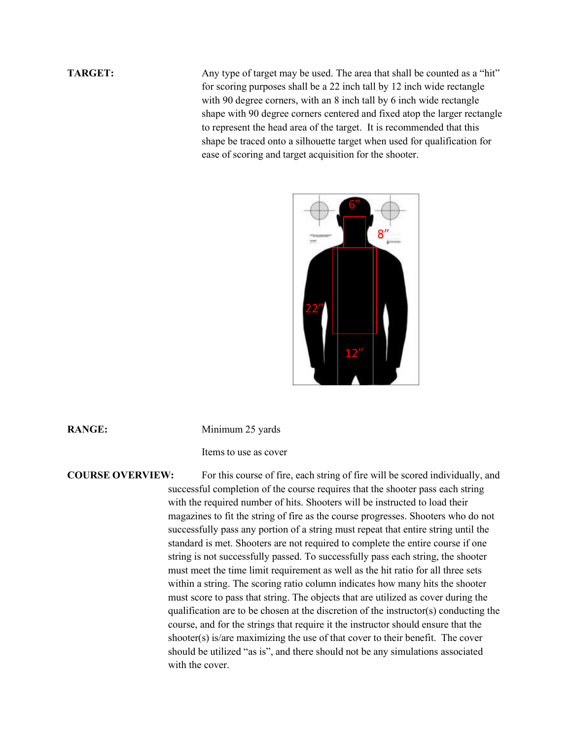**TARGET:** Any type of target may be used. The area that shall be counted as a "hit" for scoring purposes shall be a 22 inch tall by 12 inch wide rectangle with 90 degree corners, with an 8 inch tall by 6 inch wide rectangle shape with 90 degree corners centered and fixed atop the larger rectangle to represent the head area of the target. It is recommended that this shape be traced onto a silhouette target when used for qualification for ease of scoring and target acquisition for the shooter.

**RANGE:** Minimum 25 yards

Items to use as cover

**COURSE OVERVIEW:** For this course of fire, each string of fire will be scored individually, and successful completion of the course requires that the shooter pass each string with the required number of hits. Shooters will be instructed to load their magazines to fit the string of fire as the course progresses. Shooters who do not successfully pass any portion of a string must repeat that entire string until the standard is met. Shooters are not required to complete the entire course if one string is not successfully passed. To successfully pass each string, the shooter must meet the time limit requirement as well as the hit ratio for all three sets within a string. The scoring ratio column indicates how many hits the shooter must score to pass that string. The objects that are utilized as cover during the qualification are to be chosen at the discretion of the instructor(s) conducting the course, and for the strings that require it the instructor should ensure that the shooter(s) is/are maximizing the use of that cover to their benefit. The cover should be utilized "as is", and there should not be any simulations associated with the cover.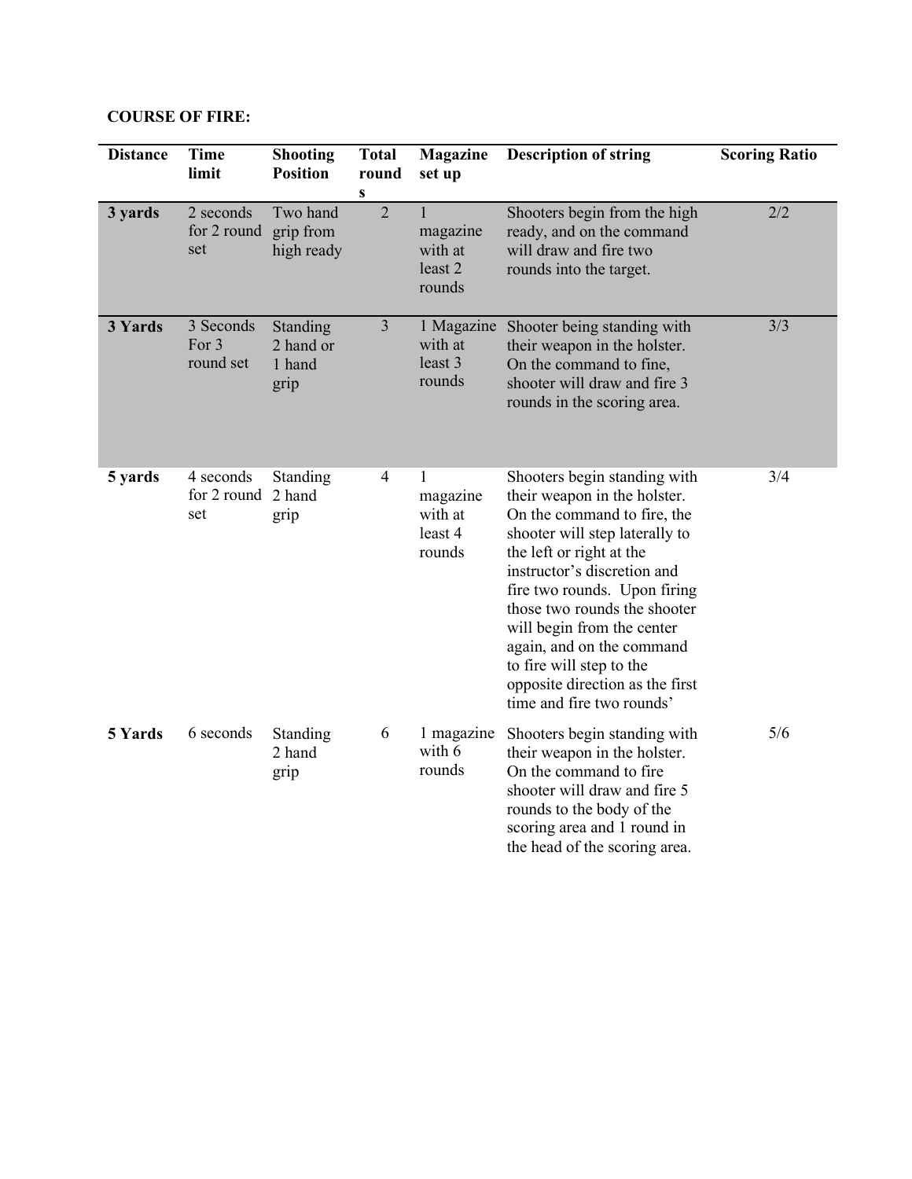**COURSE OF FIRE:**

| Distance | Time limit | Shooting Position | Total rounds | Magazine set up | Description of string | Scoring Ratio |
|---|---|---|---|---|---|---|
| **3 yards** | 2 seconds for 2 round set | Two hand grip from high ready | 2 | 1 magazine with at least 2 rounds | Shooters begin from the high ready, and on the command will draw and fire two rounds into the target. | 2/2 |
| **3 Yards** | 3 Seconds For 3 round set | Standing 2 hand or 1 hand grip | 3 | 1 Magazine with at least 3 rounds | Shooter being standing with their weapon in the holster. On the command to fine, shooter will draw and fire 3 rounds in the scoring area. | 3/3 |
| **5 yards** | 4 seconds for 2 round set | Standing 2 hand grip | 4 | 1 magazine with at least 4 rounds | Shooters begin standing with their weapon in the holster. On the command to fire, the shooter will step laterally to the left or right at the instructor's discretion and fire two rounds. Upon firing those two rounds the shooter will begin from the center again, and on the command to fire will step to the opposite direction as the first time and fire two rounds' | 3/4 |
| **5 Yards** | 6 seconds | Standing 2 hand grip | 6 | 1 magazine with 6 rounds | Shooters begin standing with their weapon in the holster. On the command to fire shooter will draw and fire 5 rounds to the body of the scoring area and 1 round in the head of the scoring area. | 5/6 |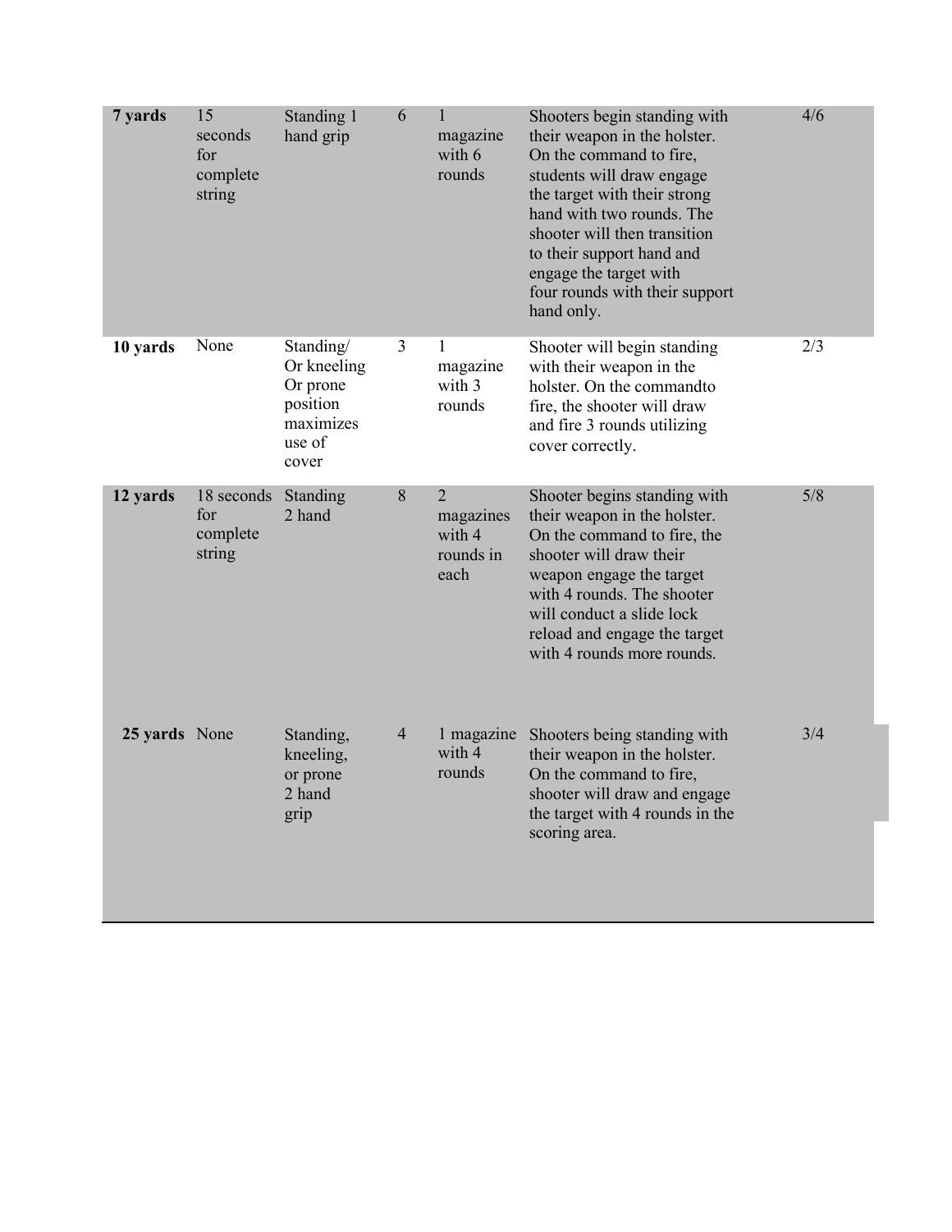| | | | | | | |
|---|---|---|---|---|---|---|
| **7 yards** | 15 seconds for complete string | Standing 1 hand grip | 6 | 1 magazine with 6 rounds | Shooters begin standing with their weapon in the holster. On the command to fire, students will draw engage the target with their strong hand with two rounds. The shooter will then transition to their support hand and engage the target with four rounds with their support hand only. | 4/6 |
| **10 yards** | None | Standing/ Or kneeling Or prone position maximizes use of cover | 3 | 1 magazine with 3 rounds | Shooter will begin standing with their weapon in the holster. On the commandto fire, the shooter will draw and fire 3 rounds utilizing cover correctly. | 2/3 |
| **12 yards** | 18 seconds for complete string | Standing 2 hand | 8 | 2 magazines with 4 rounds in each | Shooter begins standing with their weapon in the holster. On the command to fire, the shooter will draw their weapon engage the target with 4 rounds. The shooter will conduct a slide lock reload and engage the target with 4 rounds more rounds. | 5/8 |
| **25 yards** | None | Standing, kneeling, or prone 2 hand grip | 4 | 1 magazine with 4 rounds | Shooters being standing with their weapon in the holster. On the command to fire, shooter will draw and engage the target with 4 rounds in the scoring area. | 3/4 |